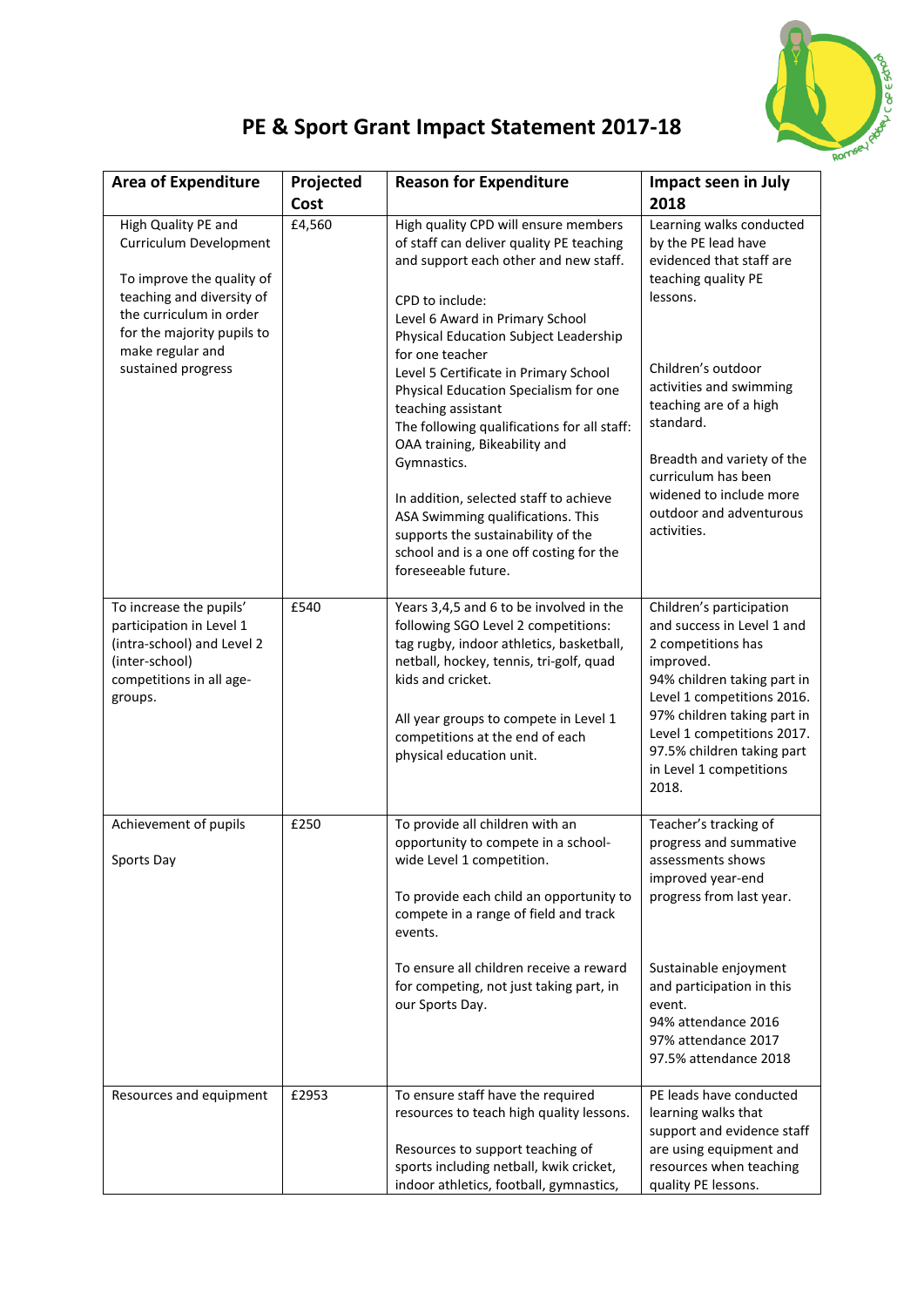# PE & Sport Grant Impact Statement 2017-18

| Area of Expenditure | Projected Cost | Reason for Expenditure | Impact seen in July 2018 |
|---|---|---|---|
| High Quality PE and Curriculum Development<br><br>To improve the quality of teaching and diversity of the curriculum in order for the majority pupils to make regular and sustained progress | £4,560 | High quality CPD will ensure members of staff can deliver quality PE teaching and support each other and new staff.<br><br>CPD to include:<br>Level 6 Award in Primary School Physical Education Subject Leadership for one teacher<br>Level 5 Certificate in Primary School Physical Education Specialism for one teaching assistant<br>The following qualifications for all staff: OAA training, Bikeability and Gymnastics.<br><br>In addition, selected staff to achieve ASA Swimming qualifications. This supports the sustainability of the school and is a one off costing for the foreseeable future. | Learning walks conducted by the PE lead have evidenced that staff are teaching quality PE lessons.<br><br>Children's outdoor activities and swimming teaching are of a high standard.<br><br>Breadth and variety of the curriculum has been widened to include more outdoor and adventurous activities. |
| To increase the pupils' participation in Level 1 (intra-school) and Level 2 (inter-school) competitions in all age-groups. | £540 | Years 3,4,5 and 6 to be involved in the following SGO Level 2 competitions: tag rugby, indoor athletics, basketball, netball, hockey, tennis, tri-golf, quad kids and cricket.<br><br>All year groups to compete in Level 1 competitions at the end of each physical education unit. | Children's participation and success in Level 1 and 2 competitions has improved.<br>94% children taking part in Level 1 competitions 2016.<br>97% children taking part in Level 1 competitions 2017.<br>97.5% children taking part in Level 1 competitions 2018. |
| Achievement of pupils<br><br>Sports Day | £250 | To provide all children with an opportunity to compete in a school-wide Level 1 competition.<br><br>To provide each child an opportunity to compete in a range of field and track events.<br><br>To ensure all children receive a reward for competing, not just taking part, in our Sports Day. | Teacher's tracking of progress and summative assessments shows improved year-end progress from last year.<br><br>Sustainable enjoyment and participation in this event.<br>94% attendance 2016<br>97% attendance 2017<br>97.5% attendance 2018 |
| Resources and equipment | £2953 | To ensure staff have the required resources to teach high quality lessons.<br><br>Resources to support teaching of sports including netball, kwik cricket, indoor athletics, football, gymnastics, | PE leads have conducted learning walks that support and evidence staff are using equipment and resources when teaching quality PE lessons. |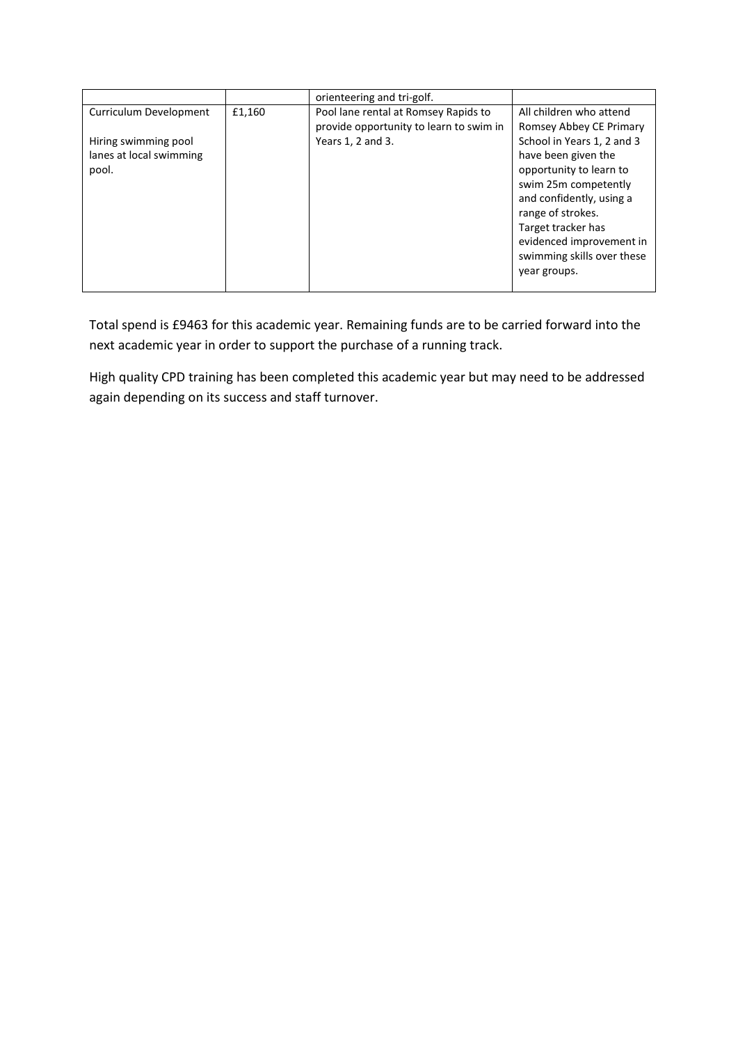| | | | |
|---|---|---|---|
| | | orienteering and tri-golf. | |
| Curriculum Development<br><br>Hiring swimming pool lanes at local swimming pool. | £1,160 | Pool lane rental at Romsey Rapids to provide opportunity to learn to swim in Years 1, 2 and 3. | All children who attend Romsey Abbey CE Primary School in Years 1, 2 and 3 have been given the opportunity to learn to swim 25m competently and confidently, using a range of strokes.<br>Target tracker has evidenced improvement in swimming skills over these year groups. |

Total spend is £9463 for this academic year. Remaining funds are to be carried forward into the next academic year in order to support the purchase of a running track.

High quality CPD training has been completed this academic year but may need to be addressed again depending on its success and staff turnover.